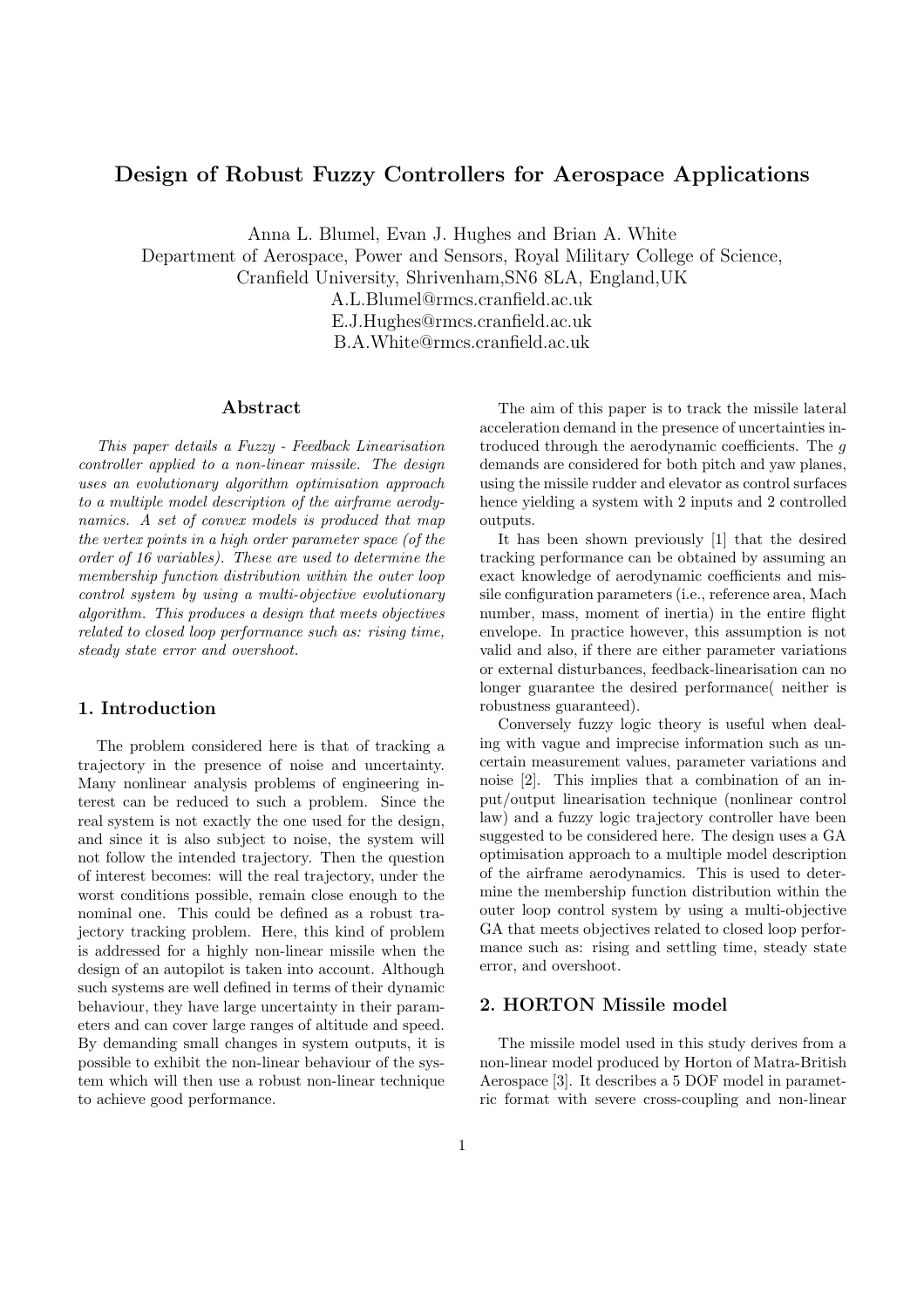# Design of Robust Fuzzy Controllers for Aerospace Applications

Anna L. Blumel, Evan J. Hughes and Brian A. White
Department of Aerospace, Power and Sensors, Royal Military College of Science,
Cranfield University, Shrivenham,SN6 8LA, England,UK
A.L.Blumel@rmcs.cranfield.ac.uk
E.J.Hughes@rmcs.cranfield.ac.uk
B.A.White@rmcs.cranfield.ac.uk

## Abstract

*This paper details a Fuzzy - Feedback Linearisation controller applied to a non-linear missile. The design uses an evolutionary algorithm optimisation approach to a multiple model description of the airframe aerodynamics. A set of convex models is produced that map the vertex points in a high order parameter space (of the order of 16 variables). These are used to determine the membership function distribution within the outer loop control system by using a multi-objective evolutionary algorithm. This produces a design that meets objectives related to closed loop performance such as: rising time, steady state error and overshoot.*

## 1. Introduction

The problem considered here is that of tracking a trajectory in the presence of noise and uncertainty. Many nonlinear analysis problems of engineering interest can be reduced to such a problem. Since the real system is not exactly the one used for the design, and since it is also subject to noise, the system will not follow the intended trajectory. Then the question of interest becomes: will the real trajectory, under the worst conditions possible, remain close enough to the nominal one. This could be defined as a robust trajectory tracking problem. Here, this kind of problem is addressed for a highly non-linear missile when the design of an autopilot is taken into account. Although such systems are well defined in terms of their dynamic behaviour, they have large uncertainty in their parameters and can cover large ranges of altitude and speed. By demanding small changes in system outputs, it is possible to exhibit the non-linear behaviour of the system which will then use a robust non-linear technique to achieve good performance.

The aim of this paper is to track the missile lateral acceleration demand in the presence of uncertainties introduced through the aerodynamic coefficients. The $g$ demands are considered for both pitch and yaw planes, using the missile rudder and elevator as control surfaces hence yielding a system with 2 inputs and 2 controlled outputs.

It has been shown previously [1] that the desired tracking performance can be obtained by assuming an exact knowledge of aerodynamic coefficients and missile configuration parameters (i.e., reference area, Mach number, mass, moment of inertia) in the entire flight envelope. In practice however, this assumption is not valid and also, if there are either parameter variations or external disturbances, feedback-linearisation can no longer guarantee the desired performance( neither is robustness guaranteed).

Conversely fuzzy logic theory is useful when dealing with vague and imprecise information such as uncertain measurement values, parameter variations and noise [2]. This implies that a combination of an input/output linearisation technique (nonlinear control law) and a fuzzy logic trajectory controller have been suggested to be considered here. The design uses a GA optimisation approach to a multiple model description of the airframe aerodynamics. This is used to determine the membership function distribution within the outer loop control system by using a multi-objective GA that meets objectives related to closed loop performance such as: rising and settling time, steady state error, and overshoot.

## 2. HORTON Missile model

The missile model used in this study derives from a non-linear model produced by Horton of Matra-British Aerospace [3]. It describes a 5 DOF model in parametric format with severe cross-coupling and non-linear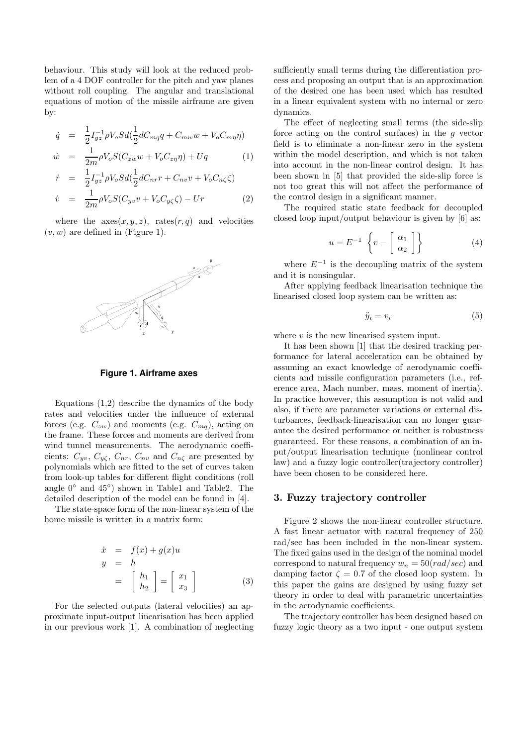behaviour. This study will look at the reduced problem of a 4 DOF controller for the pitch and yaw planes without roll coupling. The angular and translational equations of motion of the missile airframe are given by:

$$
\begin{aligned}
\dot{q} &= \frac{1}{2} I_{yz}^{-1} \rho V_o S d (\frac{1}{2} d C_{mq} q + C_{mw} w + V_o C_{m\eta} \eta) \\
\dot{w} &= \frac{1}{2m} \rho V_o S (C_{zw} w + V_o C_{z\eta} \eta) + U q \qquad (1) \\
\dot{r} &= \frac{1}{2} I_{yz}^{-1} \rho V_o S d (\frac{1}{2} d C_{nr} r + C_{nv} v + V_o C_{n\zeta} \zeta) \\
\dot{v} &= \frac{1}{2m} \rho V_o S (C_{yv} v + V_o C_{y\zeta} \zeta) - U r \qquad (2)
\end{aligned}
$$

where the axes$(x, y, z)$, rates$(r, q)$ and velocities $(v, w)$ are defined in (Figure 1).

**Figure 1. Airframe axes**

Equations (1,2) describe the dynamics of the body rates and velocities under the influence of external forces (e.g. $C_{zw}$) and moments (e.g. $C_{mq}$), acting on the frame. These forces and moments are derived from wind tunnel measurements. The aerodynamic coefficients: $C_{yv}$, $C_{y\zeta}$, $C_{nr}$, $C_{nv}$ and $C_{n\zeta}$ are presented by polynomials which are fitted to the set of curves taken from look-up tables for different flight conditions (roll angle $0^\circ$ and $45^\circ$) shown in Table1 and Table2. The detailed description of the model can be found in [4].

The state-space form of the non-linear system of the home missile is written in a matrix form:

$$
\begin{aligned}
\dot{x} &= f(x) + g(x) u \\
y &= h \\
&= \left[ \begin{array}{c} h_1 \\ h_2 \end{array} \right] = \left[ \begin{array}{c} x_1 \\ x_3 \end{array} \right] \qquad (3)
\end{aligned}
$$

For the selected outputs (lateral velocities) an approximate input-output linearisation has been applied in our previous work [1]. A combination of neglecting sufficiently small terms during the differentiation process and proposing an output that is an approximation of the desired one has been used which has resulted in a linear equivalent system with no internal or zero dynamics.

The effect of neglecting small terms (the side-slip force acting on the control surfaces) in the $g$ vector field is to eliminate a non-linear zero in the system within the model description, and which is not taken into account in the non-linear control design. It has been shown in [5] that provided the side-slip force is not too great this will not affect the performance of the control design in a significant manner.

The required static state feedback for decoupled closed loop input/output behaviour is given by [6] as:

$$
u = E^{-1} \left\{ v - \left[ \begin{array}{c} \alpha_1 \\ \alpha_2 \end{array} \right] \right\} \qquad (4)
$$

where $E^{-1}$ is the decoupling matrix of the system and it is nonsingular.

After applying feedback linearisation technique the linearised closed loop system can be written as:

$$
\ddot{y}_i = v_i \qquad (5)
$$

where $v$ is the new linearised system input.

It has been shown [1] that the desired tracking performance for lateral acceleration can be obtained by assuming an exact knowledge of aerodynamic coefficients and missile configuration parameters (i.e., reference area, Mach number, mass, moment of inertia). In practice however, this assumption is not valid and also, if there are parameter variations or external disturbances, feedback-linearisation can no longer guarantee the desired performance or neither is robustness guaranteed. For these reasons, a combination of an input/output linearisation technique (nonlinear control law) and a fuzzy logic controller(trajectory controller) have been chosen to be considered here.

## 3. Fuzzy trajectory controller

Figure 2 shows the non-linear controller structure. A fast linear actuator with natural frequency of 250 rad/sec has been included in the non-linear system. The fixed gains used in the design of the nominal model correspond to natural frequency $w_n = 50 (rad/sec)$ and damping factor $\zeta = 0.7$ of the closed loop system. In this paper the gains are designed by using fuzzy set theory in order to deal with parametric uncertainties in the aerodynamic coefficients.

The trajectory controller has been designed based on fuzzy logic theory as a two input - one output system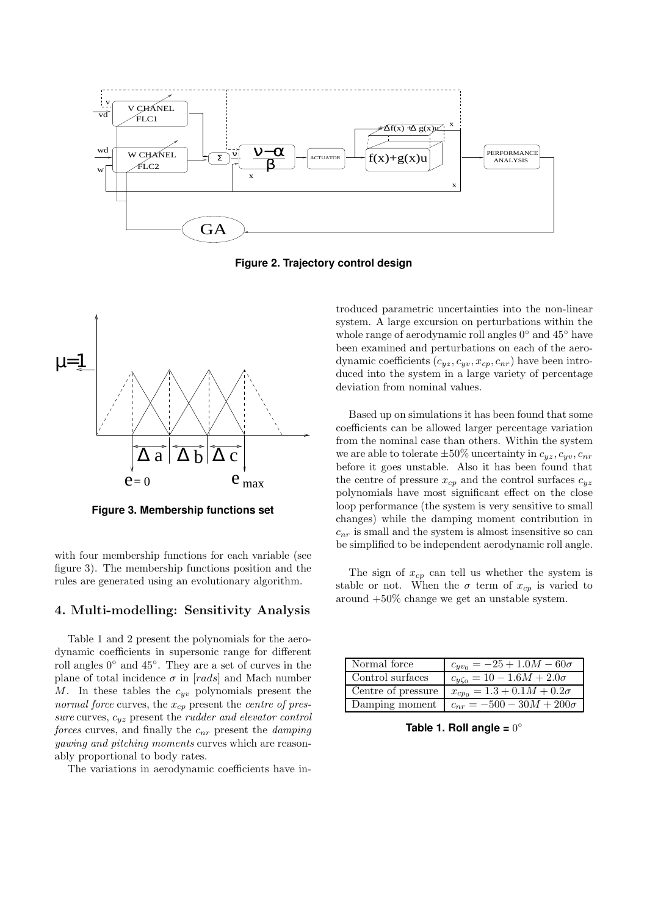**Figure 2. Trajectory control design**

**Figure 3. Membership functions set**

with four membership functions for each variable (see figure 3). The membership functions position and the rules are generated using an evolutionary algorithm.

## 4. Multi-modelling: Sensitivity Analysis

Table 1 and 2 present the polynomials for the aerodynamic coefficients in supersonic range for different roll angles $0°$ and $45°$. They are a set of curves in the plane of total incidence $\sigma$ in $[rads]$ and Mach number $M$. In these tables the $c_{yv}$ polynomials present the *normal force* curves, the $x_{cp}$ present the *centre of pressure* curves, $c_{yz}$ present the *rudder and elevator control forces* curves, and finally the $c_{nr}$ present the *damping yawing and pitching moments* curves which are reasonably proportional to body rates.

The variations in aerodynamic coefficients have introduced parametric uncertainties into the non-linear system. A large excursion on perturbations within the whole range of aerodynamic roll angles $0°$ and $45°$ have been examined and perturbations on each of the aerodynamic coefficients $(c_{yz}, c_{yv}, x_{cp}, c_{nr})$ have been introduced into the system in a large variety of percentage deviation from nominal values.

Based up on simulations it has been found that some coefficients can be allowed larger percentage variation from the nominal case than others. Within the system we are able to tolerate $\pm 50\%$ uncertainty in $c_{yz}, c_{yv}, c_{nr}$ before it goes unstable. Also it has been found that the centre of pressure $x_{cp}$ and the control surfaces $c_{yz}$ polynomials have most significant effect on the close loop performance (the system is very sensitive to small changes) while the damping moment contribution in $c_{nr}$ is small and the system is almost insensitive so can be simplified to be independent aerodynamic roll angle.

The sign of $x_{cp}$ can tell us whether the system is stable or not. When the $\sigma$ term of $x_{cp}$ is varied to around $+50\%$ change we get an unstable system.

| | |
|---|---|
| Normal force | $c_{yv_0} = -25 + 1.0M - 60\sigma$ |
| Control surfaces | $c_{y\zeta_0} = 10 - 1.6M + 2.0\sigma$ |
| Centre of pressure | $x_{cp_0} = 1.3 + 0.1M + 0.2\sigma$ |
| Damping moment | $c_{nr} = -500 - 30M + 200\sigma$ |

**Table 1. Roll angle =** $0°$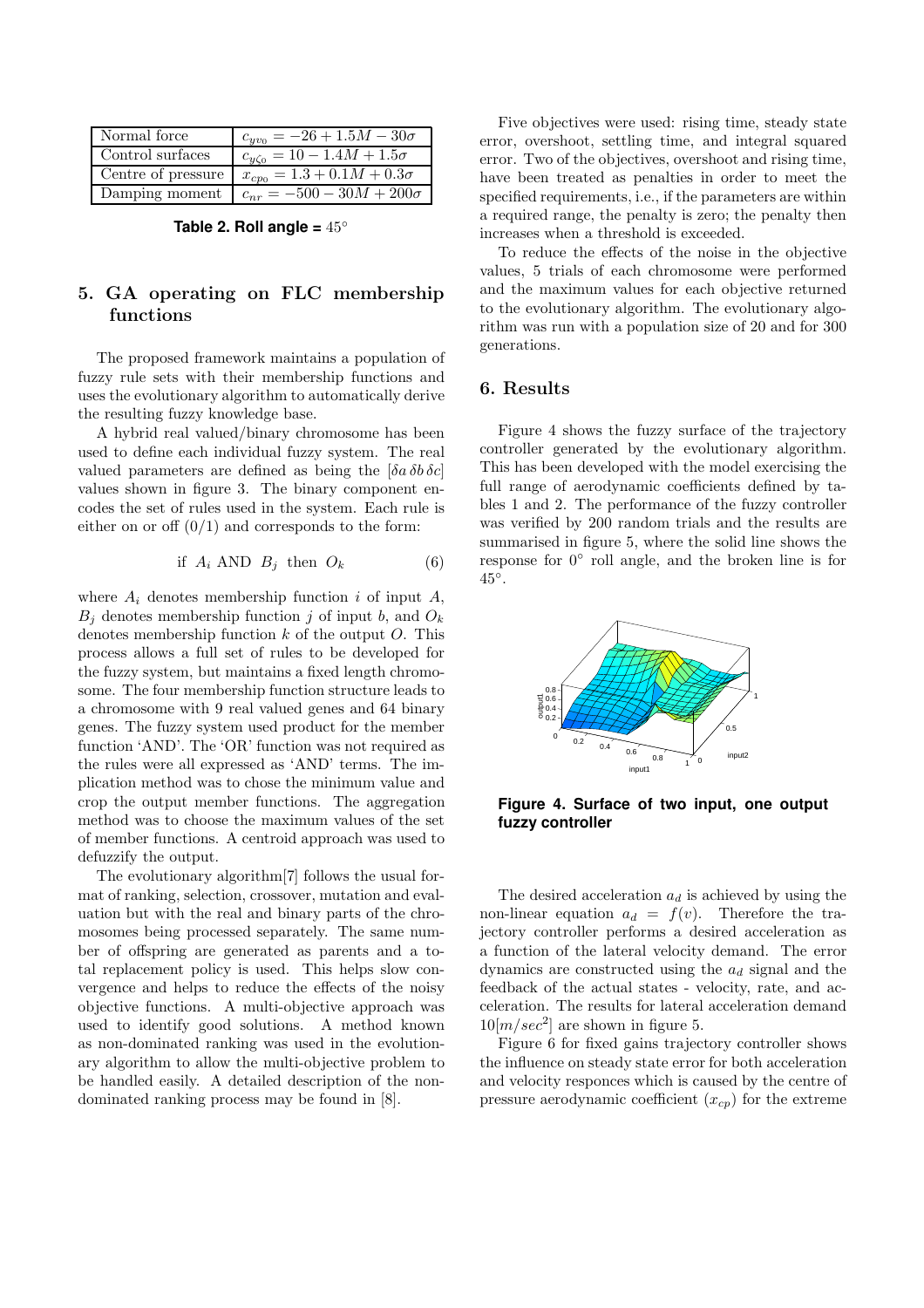| Normal force | $c_{yv_0} = -26 + 1.5M - 30\sigma$ |
|---|---|
| Control surfaces | $c_{y\zeta_0} = 10 - 1.4M + 1.5\sigma$ |
| Centre of pressure | $x_{cp_0} = 1.3 + 0.1M + 0.3\sigma$ |
| Damping moment | $c_{nr} = -500 - 30M + 200\sigma$ |

**Table 2. Roll angle =** $45^\circ$

## 5. GA operating on FLC membership functions

The proposed framework maintains a population of fuzzy rule sets with their membership functions and uses the evolutionary algorithm to automatically derive the resulting fuzzy knowledge base.

A hybrid real valued/binary chromosome has been used to define each individual fuzzy system. The real valued parameters are defined as being the $[\delta a\, \delta b\, \delta c]$ values shown in figure 3. The binary component encodes the set of rules used in the system. Each rule is either on or off (0/1) and corresponds to the form:

$$\text{if } A_i \text{ AND } B_j \text{ then } O_k \tag{6}$$

where $A_i$ denotes membership function $i$ of input $A$, $B_j$ denotes membership function $j$ of input $b$, and $O_k$ denotes membership function $k$ of the output $O$. This process allows a full set of rules to be developed for the fuzzy system, but maintains a fixed length chromosome. The four membership function structure leads to a chromosome with 9 real valued genes and 64 binary genes. The fuzzy system used product for the member function 'AND'. The 'OR' function was not required as the rules were all expressed as 'AND' terms. The implication method was to chose the minimum value and crop the output member functions. The aggregation method was to choose the maximum values of the set of member functions. A centroid approach was used to defuzzify the output.

The evolutionary algorithm[7] follows the usual format of ranking, selection, crossover, mutation and evaluation but with the real and binary parts of the chromosomes being processed separately. The same number of offspring are generated as parents and a total replacement policy is used. This helps slow convergence and helps to reduce the effects of the noisy objective functions. A multi-objective approach was used to identify good solutions. A method known as non-dominated ranking was used in the evolutionary algorithm to allow the multi-objective problem to be handled easily. A detailed description of the non-dominated ranking process may be found in [8].

Five objectives were used: rising time, steady state error, overshoot, settling time, and integral squared error. Two of the objectives, overshoot and rising time, have been treated as penalties in order to meet the specified requirements, i.e., if the parameters are within a required range, the penalty is zero; the penalty then increases when a threshold is exceeded.

To reduce the effects of the noise in the objective values, 5 trials of each chromosome were performed and the maximum values for each objective returned to the evolutionary algorithm. The evolutionary algorithm was run with a population size of 20 and for 300 generations.

## 6. Results

Figure 4 shows the fuzzy surface of the trajectory controller generated by the evolutionary algorithm. This has been developed with the model exercising the full range of aerodynamic coefficients defined by tables 1 and 2. The performance of the fuzzy controller was verified by 200 random trials and the results are summarised in figure 5, where the solid line shows the response for $0^\circ$ roll angle, and the broken line is for $45^\circ$.

**Figure 4. Surface of two input, one output fuzzy controller**

The desired acceleration $a_d$ is achieved by using the non-linear equation $a_d = f(v)$. Therefore the trajectory controller performs a desired acceleration as a function of the lateral velocity demand. The error dynamics are constructed using the $a_d$ signal and the feedback of the actual states - velocity, rate, and acceleration. The results for lateral acceleration demand $10[m/sec^2]$ are shown in figure 5.

Figure 6 for fixed gains trajectory controller shows the influence on steady state error for both acceleration and velocity responces which is caused by the centre of pressure aerodynamic coefficient ($x_{cp}$) for the extreme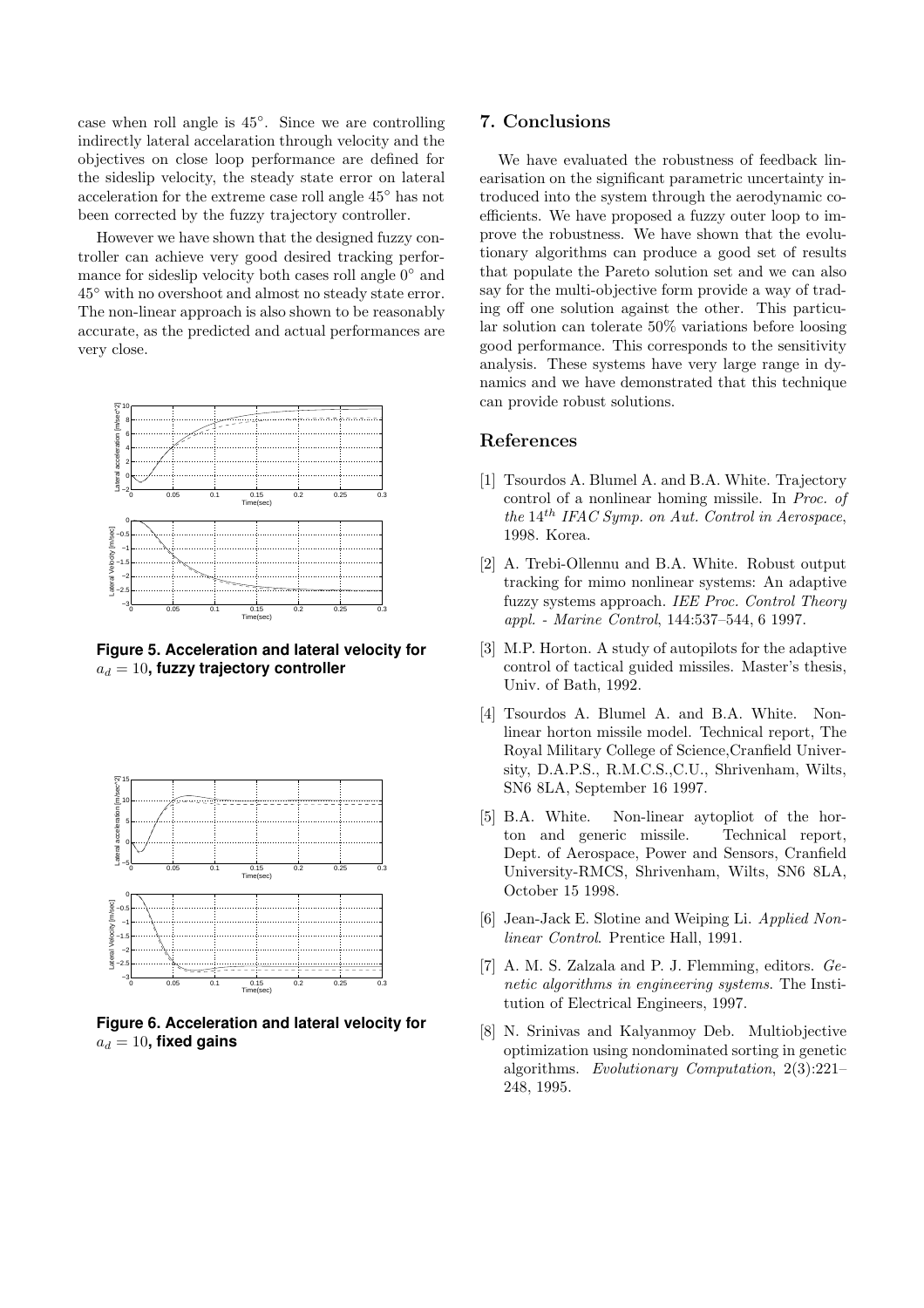case when roll angle is 45°. Since we are controlling indirectly lateral accelaration through velocity and the objectives on close loop performance are defined for the sideslip velocity, the steady state error on lateral acceleration for the extreme case roll angle 45° has not been corrected by the fuzzy trajectory controller.

However we have shown that the designed fuzzy controller can achieve very good desired tracking performance for sideslip velocity both cases roll angle 0° and 45° with no overshoot and almost no steady state error. The non-linear approach is also shown to be reasonably accurate, as the predicted and actual performances are very close.

Lateral acceleration [m/sec^2]
10
8
6
4
2
0
−2
0 0.05 0.1 0.15 0.2 0.25 0.3
Time(sec)

Lateral Velocity [m/sec]
0
−0.5
−1
−1.5
−2
−2.5
−3
0 0.05 0.1 0.15 0.2 0.25 0.3
Time(sec)

**Figure 5. Acceleration and lateral velocity for $a_d = 10$, fuzzy trajectory controller**

Lateral acceleration [m/sec^2]
15
10
5
0
−5
0 0.05 0.1 0.15 0.2 0.25 0.3
Time(sec)

Lateral Velocity [m/sec]
0
−0.5
−1
−1.5
−2
−2.5
−3
0 0.05 0.1 0.15 0.2 0.25 0.3
Time(sec)

**Figure 6. Acceleration and lateral velocity for $a_d = 10$, fixed gains**

## 7. Conclusions

We have evaluated the robustness of feedback linearisation on the significant parametric uncertainty introduced into the system through the aerodynamic coefficients. We have proposed a fuzzy outer loop to improve the robustness. We have shown that the evolutionary algorithms can produce a good set of results that populate the Pareto solution set and we can also say for the multi-objective form provide a way of trading off one solution against the other. This particular solution can tolerate 50% variations before loosing good performance. This corresponds to the sensitivity analysis. These systems have very large range in dynamics and we have demonstrated that this technique can provide robust solutions.

## References

[1] Tsourdos A. Blumel A. and B.A. White. Trajectory control of a nonlinear homing missile. In *Proc. of the $14^{th}$ IFAC Symp. on Aut. Control in Aerospace*, 1998. Korea.

[2] A. Trebi-Ollennu and B.A. White. Robust output tracking for mimo nonlinear systems: An adaptive fuzzy systems approach. *IEE Proc. Control Theory appl. - Marine Control*, 144:537–544, 6 1997.

[3] M.P. Horton. A study of autopilots for the adaptive control of tactical guided missiles. Master's thesis, Univ. of Bath, 1992.

[4] Tsourdos A. Blumel A. and B.A. White. Nonlinear horton missile model. Technical report, The Royal Military College of Science,Cranfield University, D.A.P.S., R.M.C.S.,C.U., Shrivenham, Wilts, SN6 8LA, September 16 1997.

[5] B.A. White. Non-linear aytopliot of the horton and generic missile. Technical report, Dept. of Aerospace, Power and Sensors, Cranfield University-RMCS, Shrivenham, Wilts, SN6 8LA, October 15 1998.

[6] Jean-Jack E. Slotine and Weiping Li. *Applied Nonlinear Control*. Prentice Hall, 1991.

[7] A. M. S. Zalzala and P. J. Flemming, editors. *Genetic algorithms in engineering systems*. The Institution of Electrical Engineers, 1997.

[8] N. Srinivas and Kalyanmoy Deb. Multiobjective optimization using nondominated sorting in genetic algorithms. *Evolutionary Computation*, 2(3):221–248, 1995.